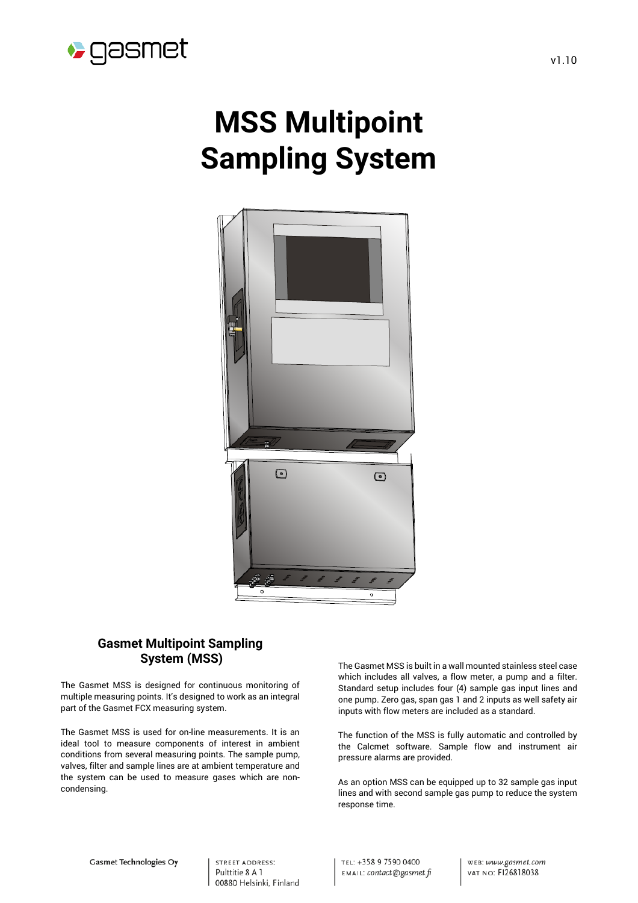# MSS Multipoint Sampling System

## Gasmet Multipoint Sampling System (MSS)

The Gasmet MSS is designed for continuous monitoring of multiple measuring points. It's designed to work as an integral part of the Gasmet FCX measuring system.

The Gasmet MSS is used for on-line measurements. It is an ideal tool to measure components of interest in ambient conditions from several measuring points. The sample pump, valves, filter and sample lines are at ambient temperature and the system can be used to measure gases which are non-condensing.

The Gasmet MSS is built in a wall mounted stainless steel case which includes all valves, a flow meter, a pump and a filter. Standard setup includes four (4) sample gas input lines and one pump. Zero gas, span gas 1 and 2 inputs as well safety air inputs with flow meters are included as a standard.

The function of the MSS is fully automatic and controlled by the Calcmet software. Sample flow and instrument air pressure alarms are provided.

As an option MSS can be equipped up to 32 sample gas input lines and with second sample gas pump to reduce the system response time.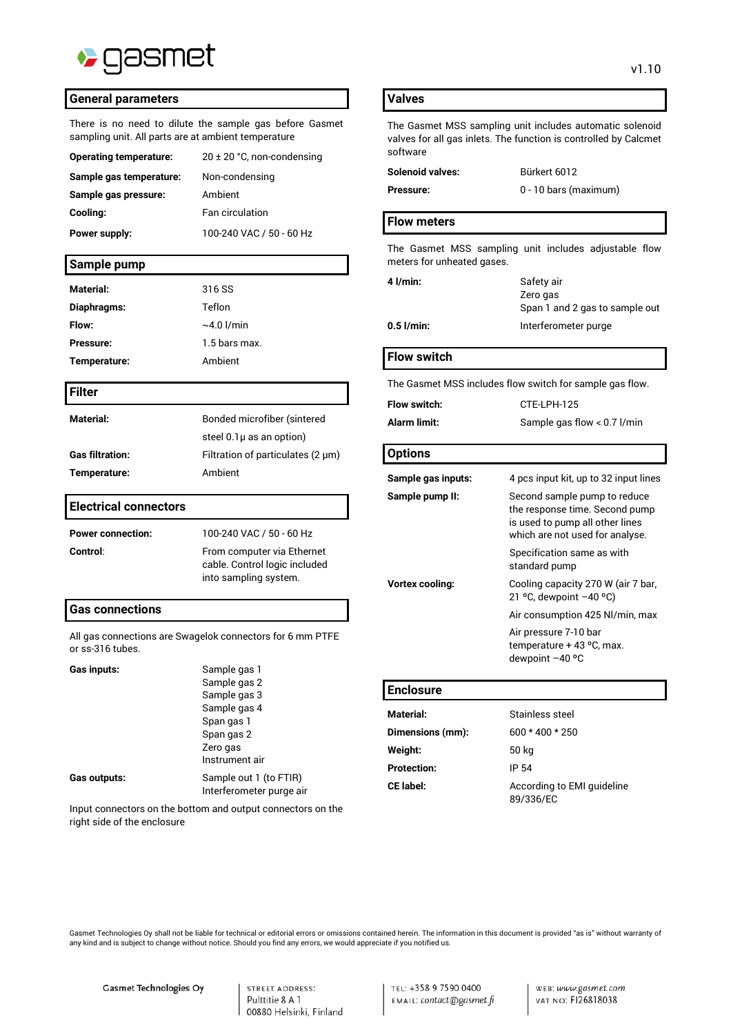v1.10

## General parameters

There is no need to dilute the sample gas before Gasmet sampling unit. All parts are at ambient temperature

| | |
|---|---|
| **Operating temperature:** | 20 ± 20 °C, non-condensing |
| **Sample gas temperature:** | Non-condensing |
| **Sample gas pressure:** | Ambient |
| **Cooling:** | Fan circulation |
| **Power supply:** | 100-240 VAC / 50 - 60 Hz |

## Sample pump

| | |
|---|---|
| **Material:** | 316 SS |
| **Diaphragms:** | Teflon |
| **Flow:** | ~4.0 l/min |
| **Pressure:** | 1.5 bars max. |
| **Temperature:** | Ambient |

## Filter

| | |
|---|---|
| **Material:** | Bonded microfiber (sintered steel 0.1µ as an option) |
| **Gas filtration:** | Filtration of particulates (2 µm) |
| **Temperature:** | Ambient |

## Electrical connectors

| | |
|---|---|
| **Power connection:** | 100-240 VAC / 50 - 60 Hz |
| **Control:** | From computer via Ethernet cable. Control logic included into sampling system. |

## Gas connections

All gas connections are Swagelok connectors for 6 mm PTFE or ss-316 tubes.

| | |
|---|---|
| **Gas inputs:** | Sample gas 1<br>Sample gas 2<br>Sample gas 3<br>Sample gas 4<br>Span gas 1<br>Span gas 2<br>Zero gas<br>Instrument air |
| **Gas outputs:** | Sample out 1 (to FTIR)<br>Interferometer purge air |

Input connectors on the bottom and output connectors on the right side of the enclosure

## Valves

The Gasmet MSS sampling unit includes automatic solenoid valves for all gas inlets. The function is controlled by Calcmet software

| | |
|---|---|
| **Solenoid valves:** | Bürkert 6012 |
| **Pressure:** | 0 - 10 bars (maximum) |

## Flow meters

The Gasmet MSS sampling unit includes adjustable flow meters for unheated gases.

| | |
|---|---|
| **4 l/min:** | Safety air<br>Zero gas<br>Span 1 and 2 gas to sample out |
| **0.5 l/min:** | Interferometer purge |

## Flow switch

The Gasmet MSS includes flow switch for sample gas flow.

| | |
|---|---|
| **Flow switch:** | CTE-LPH-125 |
| **Alarm limit:** | Sample gas flow < 0.7 l/min |

## Options

| | |
|---|---|
| **Sample gas inputs:** | 4 pcs input kit, up to 32 input lines |
| **Sample pump II:** | Second sample pump to reduce the response time. Second pump is used to pump all other lines which are not used for analyse.<br>Specification same as with standard pump |
| **Vortex cooling:** | Cooling capacity 270 W (air 7 bar, 21 °C, dewpoint –40 °C)<br>Air consumption 425 Nl/min, max<br>Air pressure 7-10 bar temperature + 43 °C, max. dewpoint –40 °C |

## Enclosure

| | |
|---|---|
| **Material:** | Stainless steel |
| **Dimensions (mm):** | 600 * 400 * 250 |
| **Weight:** | 50 kg |
| **Protection:** | IP 54 |
| **CE label:** | According to EMI guideline 89/336/EC |

Gasmet Technologies Oy shall not be liable for technical or editorial errors or omissions contained herein. The information in this document is provided "as is" without warranty of any kind and is subject to change without notice. Should you find any errors, we would appreciate if you notified us.

Gasmet Technologies Oy | STREET ADDRESS: Pulttitie 8 A 1, 00880 Helsinki, Finland | TEL: +358 9 7590 0400, EMAIL: contact@gasmet.fi | WEB: www.gasmet.com, VAT NO: FI26818038